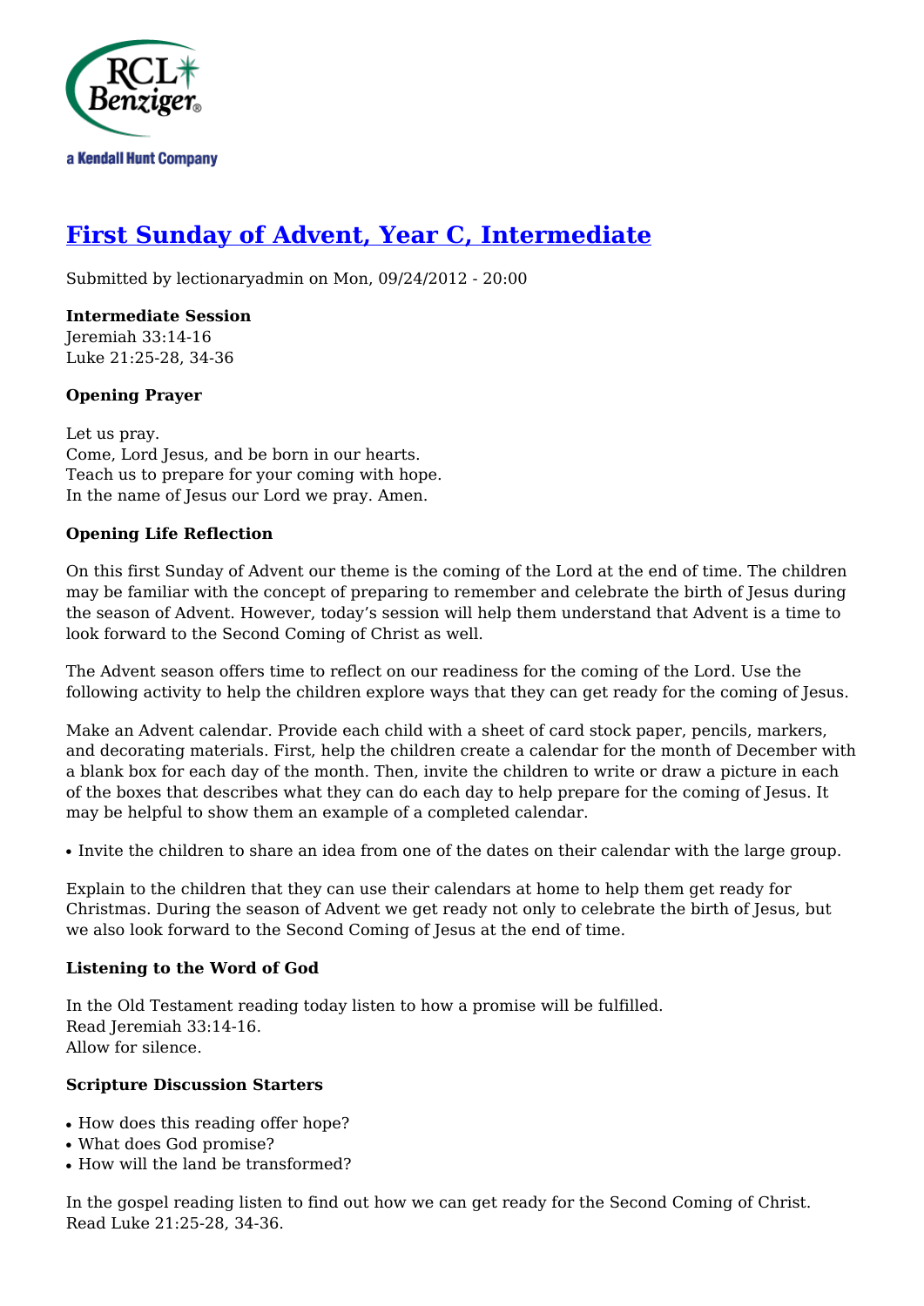# First Sunday of Advent, Year C, Intermediate

Submitted by lectionaryadmin on Mon, 09/24/2012 - 20:00

**Intermediate Session**
Jeremiah 33:14-16
Luke 21:25-28, 34-36

**Opening Prayer**

Let us pray.
Come, Lord Jesus, and be born in our hearts.
Teach us to prepare for your coming with hope.
In the name of Jesus our Lord we pray. Amen.

**Opening Life Reflection**

On this first Sunday of Advent our theme is the coming of the Lord at the end of time. The children may be familiar with the concept of preparing to remember and celebrate the birth of Jesus during the season of Advent. However, today's session will help them understand that Advent is a time to look forward to the Second Coming of Christ as well.

The Advent season offers time to reflect on our readiness for the coming of the Lord. Use the following activity to help the children explore ways that they can get ready for the coming of Jesus.

Make an Advent calendar. Provide each child with a sheet of card stock paper, pencils, markers, and decorating materials. First, help the children create a calendar for the month of December with a blank box for each day of the month. Then, invite the children to write or draw a picture in each of the boxes that describes what they can do each day to help prepare for the coming of Jesus. It may be helpful to show them an example of a completed calendar.

- Invite the children to share an idea from one of the dates on their calendar with the large group.

Explain to the children that they can use their calendars at home to help them get ready for Christmas. During the season of Advent we get ready not only to celebrate the birth of Jesus, but we also look forward to the Second Coming of Jesus at the end of time.

**Listening to the Word of God**

In the Old Testament reading today listen to how a promise will be fulfilled.
Read Jeremiah 33:14-16.
Allow for silence.

**Scripture Discussion Starters**

- How does this reading offer hope?
- What does God promise?
- How will the land be transformed?

In the gospel reading listen to find out how we can get ready for the Second Coming of Christ.
Read Luke 21:25-28, 34-36.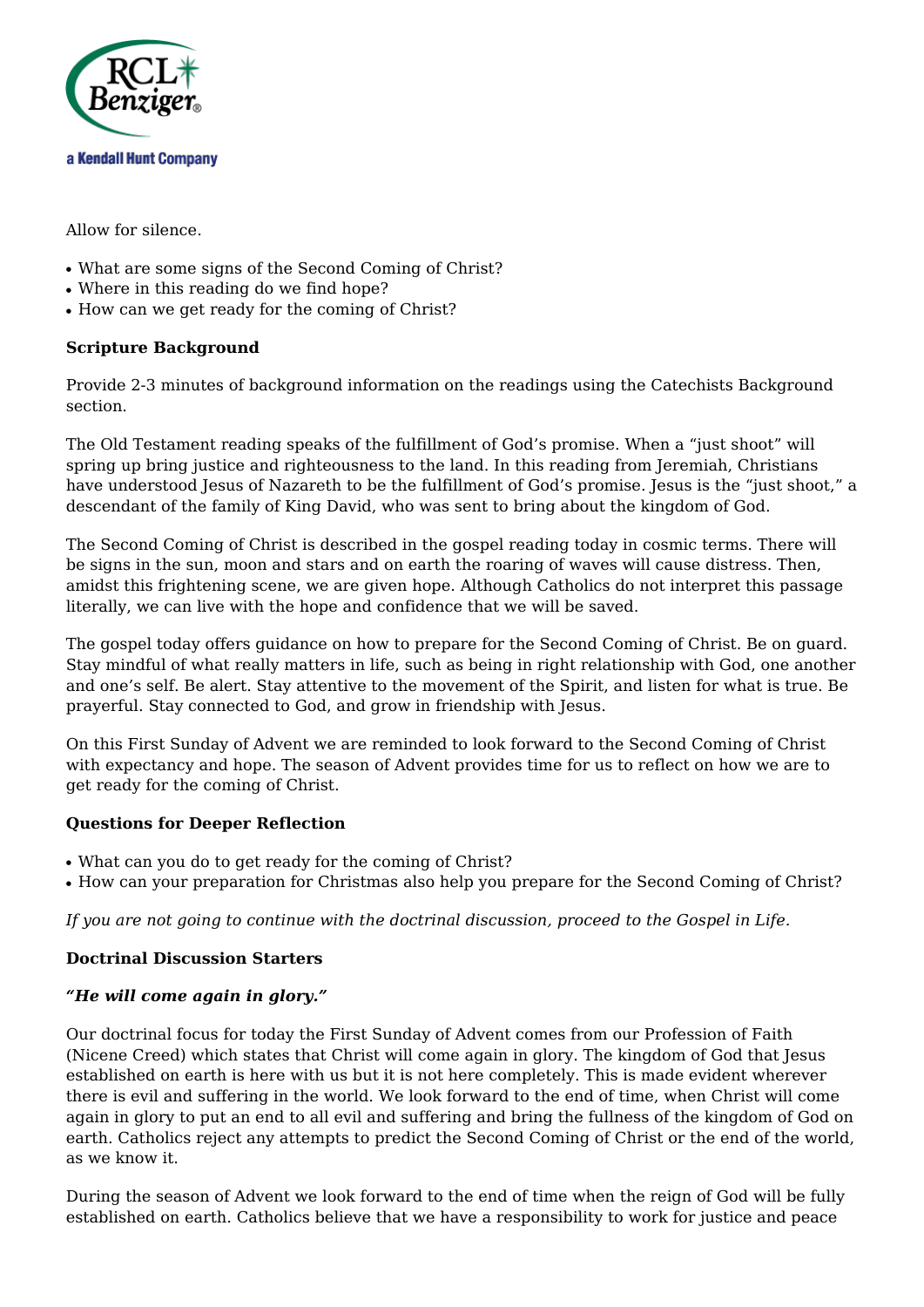Allow for silence.

- What are some signs of the Second Coming of Christ?
- Where in this reading do we find hope?
- How can we get ready for the coming of Christ?

**Scripture Background**

Provide 2-3 minutes of background information on the readings using the Catechists Background section.

The Old Testament reading speaks of the fulfillment of God's promise. When a "just shoot" will spring up bring justice and righteousness to the land. In this reading from Jeremiah, Christians have understood Jesus of Nazareth to be the fulfillment of God's promise. Jesus is the "just shoot," a descendant of the family of King David, who was sent to bring about the kingdom of God.

The Second Coming of Christ is described in the gospel reading today in cosmic terms. There will be signs in the sun, moon and stars and on earth the roaring of waves will cause distress. Then, amidst this frightening scene, we are given hope. Although Catholics do not interpret this passage literally, we can live with the hope and confidence that we will be saved.

The gospel today offers guidance on how to prepare for the Second Coming of Christ. Be on guard. Stay mindful of what really matters in life, such as being in right relationship with God, one another and one's self. Be alert. Stay attentive to the movement of the Spirit, and listen for what is true. Be prayerful. Stay connected to God, and grow in friendship with Jesus.

On this First Sunday of Advent we are reminded to look forward to the Second Coming of Christ with expectancy and hope. The season of Advent provides time for us to reflect on how we are to get ready for the coming of Christ.

**Questions for Deeper Reflection**

- What can you do to get ready for the coming of Christ?
- How can your preparation for Christmas also help you prepare for the Second Coming of Christ?

*If you are not going to continue with the doctrinal discussion, proceed to the Gospel in Life.*

**Doctrinal Discussion Starters**

***"He will come again in glory."***

Our doctrinal focus for today the First Sunday of Advent comes from our Profession of Faith (Nicene Creed) which states that Christ will come again in glory. The kingdom of God that Jesus established on earth is here with us but it is not here completely. This is made evident wherever there is evil and suffering in the world. We look forward to the end of time, when Christ will come again in glory to put an end to all evil and suffering and bring the fullness of the kingdom of God on earth. Catholics reject any attempts to predict the Second Coming of Christ or the end of the world, as we know it.

During the season of Advent we look forward to the end of time when the reign of God will be fully established on earth. Catholics believe that we have a responsibility to work for justice and peace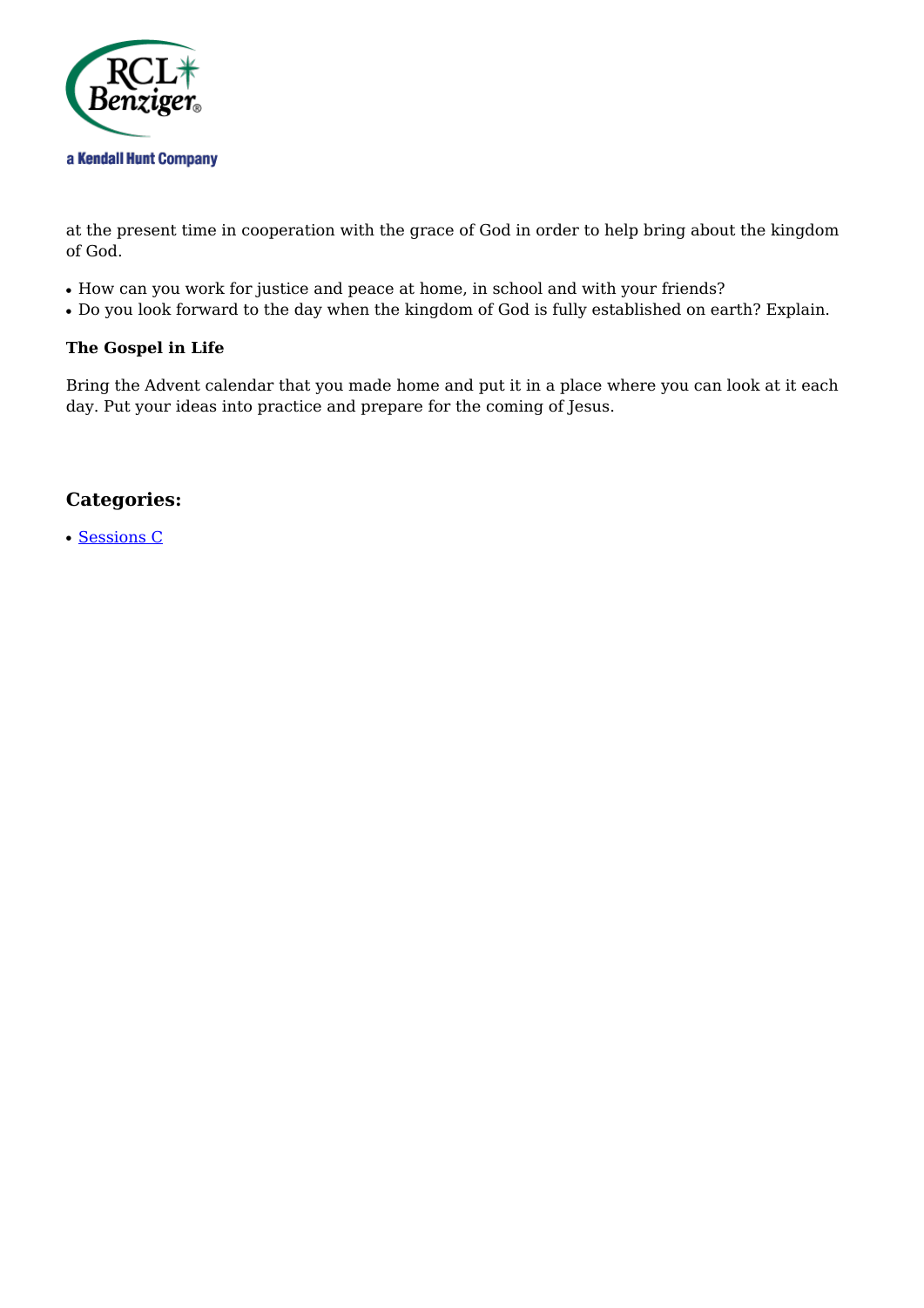at the present time in cooperation with the grace of God in order to help bring about the kingdom of God.

- How can you work for justice and peace at home, in school and with your friends?
- Do you look forward to the day when the kingdom of God is fully established on earth? Explain.

**The Gospel in Life**

Bring the Advent calendar that you made home and put it in a place where you can look at it each day. Put your ideas into practice and prepare for the coming of Jesus.

### Categories:

- Sessions C